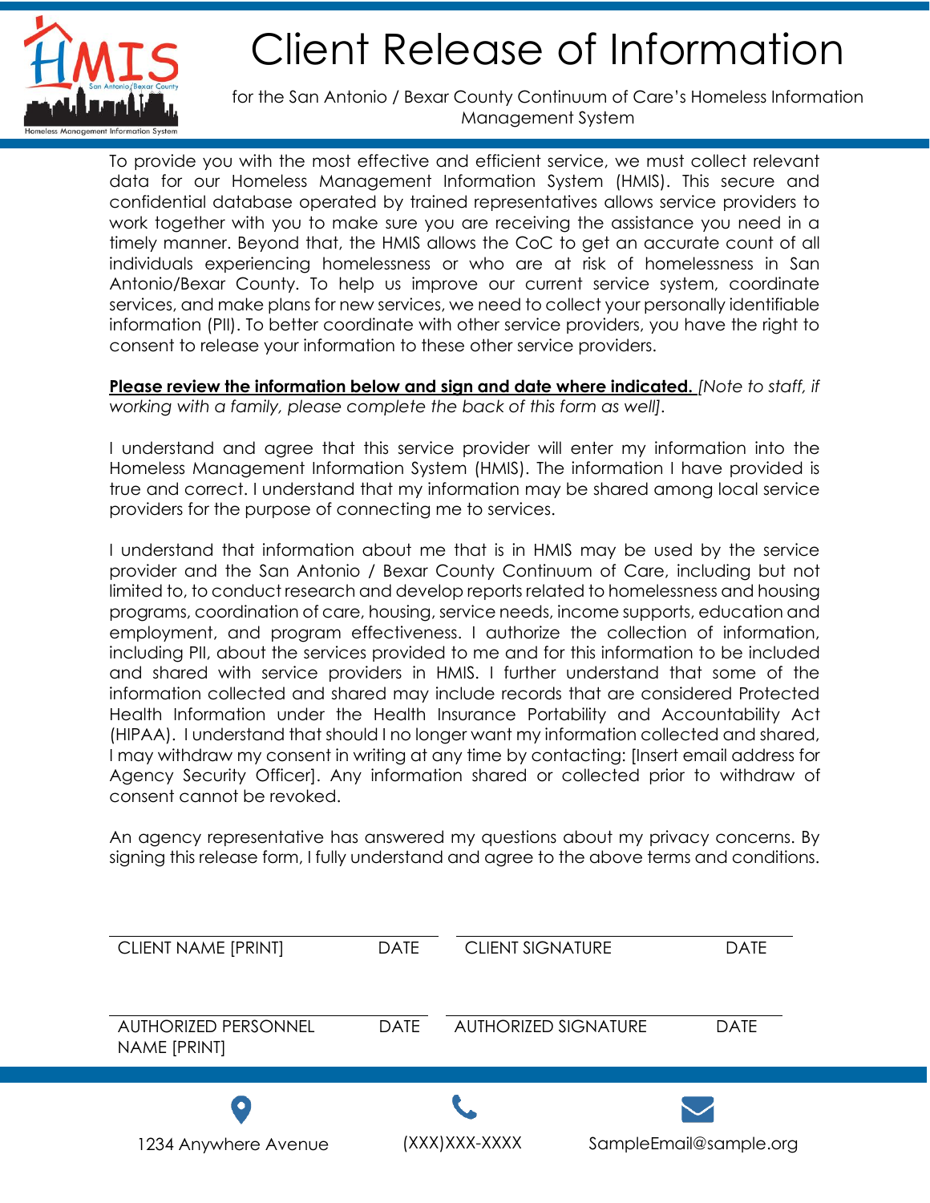# Client Release of Information

for the San Antonio / Bexar County Continuum of Care's Homeless Information Management System

To provide you with the most effective and efficient service, we must collect relevant data for our Homeless Management Information System (HMIS). This secure and confidential database operated by trained representatives allows service providers to work together with you to make sure you are receiving the assistance you need in a timely manner. Beyond that, the HMIS allows the CoC to get an accurate count of all individuals experiencing homelessness or who are at risk of homelessness in San Antonio/Bexar County. To help us improve our current service system, coordinate services, and make plans for new services, we need to collect your personally identifiable information (PII). To better coordinate with other service providers, you have the right to consent to release your information to these other service providers.

**Please review the information below and sign and date where indicated.** *[Note to staff, if working with a family, please complete the back of this form as well].*

I understand and agree that this service provider will enter my information into the Homeless Management Information System (HMIS). The information I have provided is true and correct. I understand that my information may be shared among local service providers for the purpose of connecting me to services.

I understand that information about me that is in HMIS may be used by the service provider and the San Antonio / Bexar County Continuum of Care, including but not limited to, to conduct research and develop reports related to homelessness and housing programs, coordination of care, housing, service needs, income supports, education and employment, and program effectiveness. I authorize the collection of information, including PII, about the services provided to me and for this information to be included and shared with service providers in HMIS. I further understand that some of the information collected and shared may include records that are considered Protected Health Information under the Health Insurance Portability and Accountability Act (HIPAA). I understand that should I no longer want my information collected and shared, I may withdraw my consent in writing at any time by contacting: [Insert email address for Agency Security Officer]. Any information shared or collected prior to withdraw of consent cannot be revoked.

An agency representative has answered my questions about my privacy concerns. By signing this release form, I fully understand and agree to the above terms and conditions.

| CLIENT NAME [PRINT] | DATE | CLIENT SIGNATURE | DATE |
|---|---|---|---|
| | | | |

| AUTHORIZED PERSONNEL NAME [PRINT] | DATE | AUTHORIZED SIGNATURE | DATE |
|---|---|---|---|
| | | | |

1234 Anywhere Avenue | (XXX)XXX-XXXX | SampleEmail@sample.org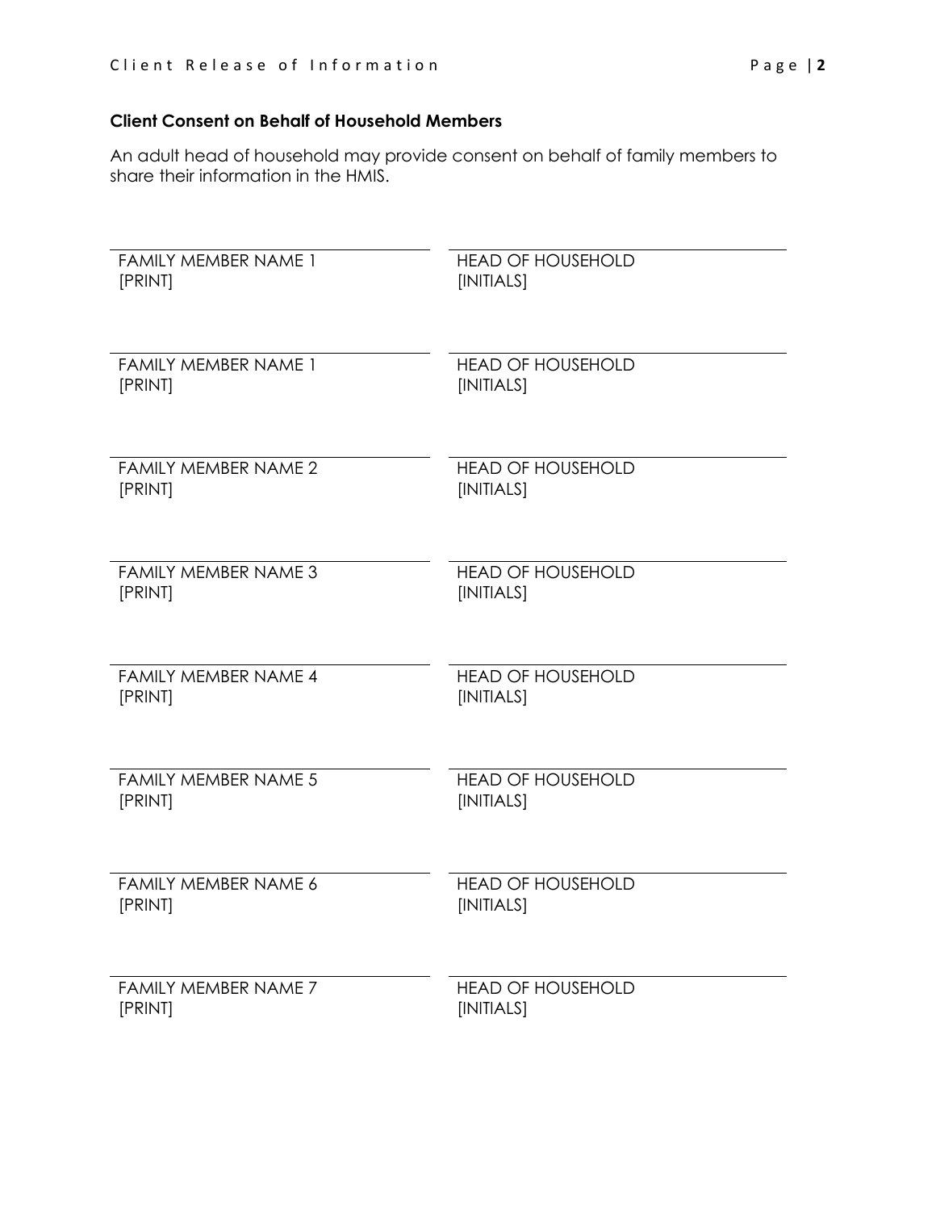## Client Consent on Behalf of Household Members

An adult head of household may provide consent on behalf of family members to share their information in the HMIS.

| | |
|---|---|
| FAMILY MEMBER NAME 1 [PRINT] | HEAD OF HOUSEHOLD [INITIALS] |
| FAMILY MEMBER NAME 1 [PRINT] | HEAD OF HOUSEHOLD [INITIALS] |
| FAMILY MEMBER NAME 2 [PRINT] | HEAD OF HOUSEHOLD [INITIALS] |
| FAMILY MEMBER NAME 3 [PRINT] | HEAD OF HOUSEHOLD [INITIALS] |
| FAMILY MEMBER NAME 4 [PRINT] | HEAD OF HOUSEHOLD [INITIALS] |
| FAMILY MEMBER NAME 5 [PRINT] | HEAD OF HOUSEHOLD [INITIALS] |
| FAMILY MEMBER NAME 6 [PRINT] | HEAD OF HOUSEHOLD [INITIALS] |
| FAMILY MEMBER NAME 7 [PRINT] | HEAD OF HOUSEHOLD [INITIALS] |